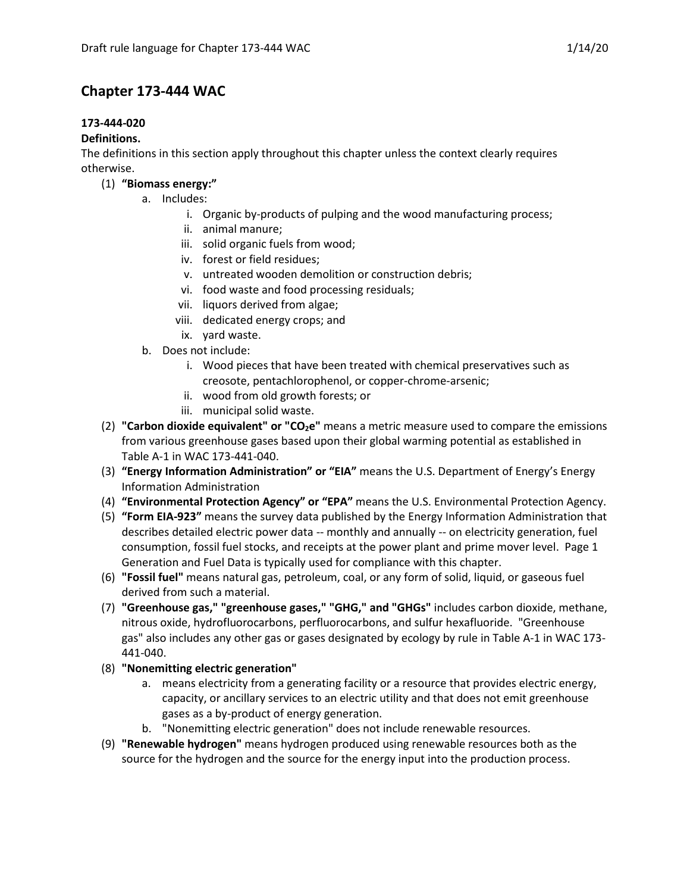# Chapter 173-444 WAC

**173-444-020**

**Definitions.**

The definitions in this section apply throughout this chapter unless the context clearly requires otherwise.

(1) **"Biomass energy:"**
   a. Includes:
      i. Organic by-products of pulping and the wood manufacturing process;
      ii. animal manure;
      iii. solid organic fuels from wood;
      iv. forest or field residues;
      v. untreated wooden demolition or construction debris;
      vi. food waste and food processing residuals;
      vii. liquors derived from algae;
      viii. dedicated energy crops; and
      ix. yard waste.
   b. Does not include:
      i. Wood pieces that have been treated with chemical preservatives such as creosote, pentachlorophenol, or copper-chrome-arsenic;
      ii. wood from old growth forests; or
      iii. municipal solid waste.

(2) **"Carbon dioxide equivalent" or "$CO_2$e"** means a metric measure used to compare the emissions from various greenhouse gases based upon their global warming potential as established in Table A-1 in WAC 173-441-040.

(3) **"Energy Information Administration" or "EIA"** means the U.S. Department of Energy's Energy Information Administration

(4) **"Environmental Protection Agency" or "EPA"** means the U.S. Environmental Protection Agency.

(5) **"Form EIA-923"** means the survey data published by the Energy Information Administration that describes detailed electric power data -- monthly and annually -- on electricity generation, fuel consumption, fossil fuel stocks, and receipts at the power plant and prime mover level. Page 1 Generation and Fuel Data is typically used for compliance with this chapter.

(6) **"Fossil fuel"** means natural gas, petroleum, coal, or any form of solid, liquid, or gaseous fuel derived from such a material.

(7) **"Greenhouse gas," "greenhouse gases," "GHG," and "GHGs"** includes carbon dioxide, methane, nitrous oxide, hydrofluorocarbons, perfluorocarbons, and sulfur hexafluoride. "Greenhouse gas" also includes any other gas or gases designated by ecology by rule in Table A-1 in WAC 173-441-040.

(8) **"Nonemitting electric generation"**
   a. means electricity from a generating facility or a resource that provides electric energy, capacity, or ancillary services to an electric utility and that does not emit greenhouse gases as a by-product of energy generation.
   b. "Nonemitting electric generation" does not include renewable resources.

(9) **"Renewable hydrogen"** means hydrogen produced using renewable resources both as the source for the hydrogen and the source for the energy input into the production process.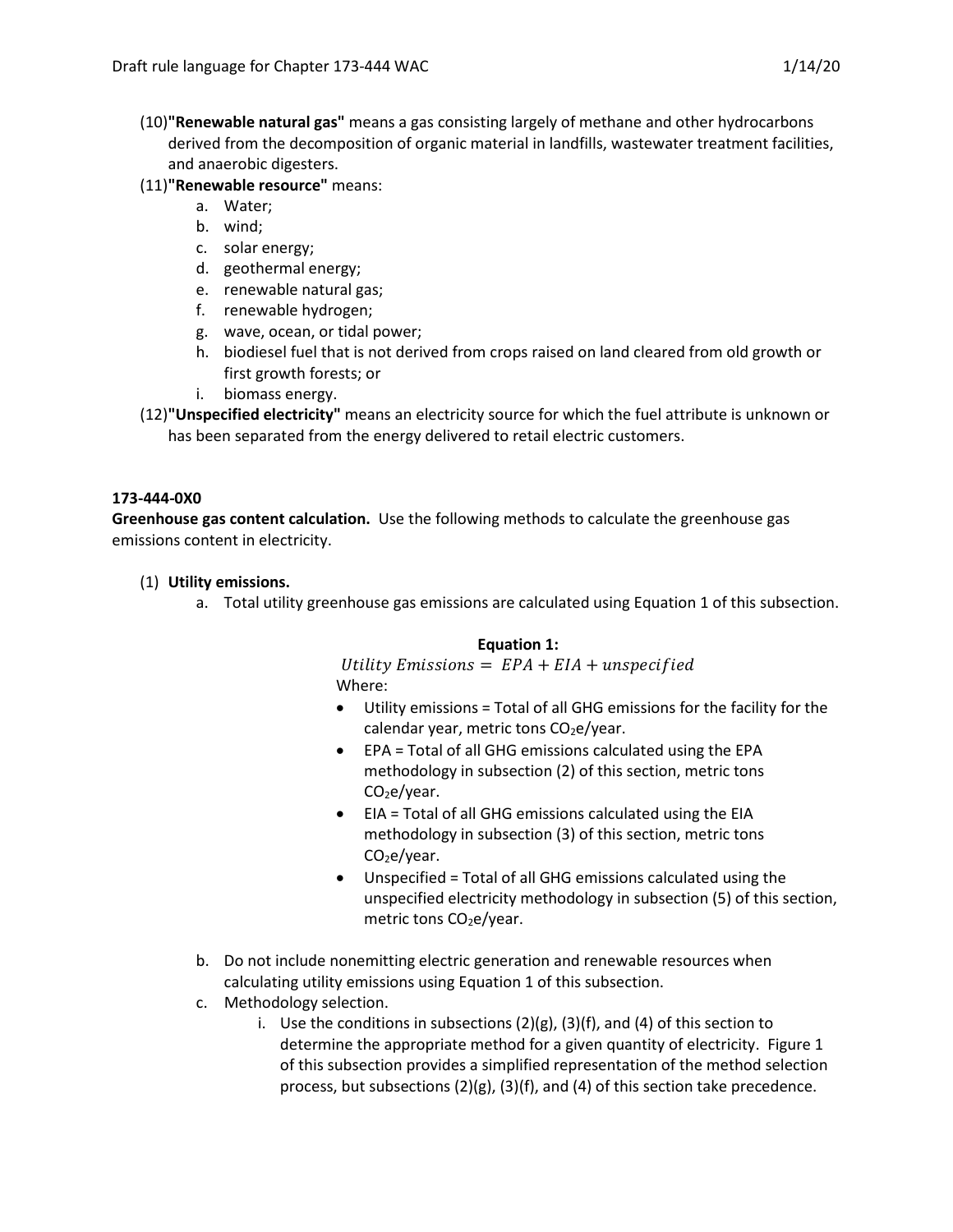(10) **"Renewable natural gas"** means a gas consisting largely of methane and other hydrocarbons derived from the decomposition of organic material in landfills, wastewater treatment facilities, and anaerobic digesters.

(11) **"Renewable resource"** means:

a. Water;
b. wind;
c. solar energy;
d. geothermal energy;
e. renewable natural gas;
f. renewable hydrogen;
g. wave, ocean, or tidal power;
h. biodiesel fuel that is not derived from crops raised on land cleared from old growth or first growth forests; or
i. biomass energy.

(12) **"Unspecified electricity"** means an electricity source for which the fuel attribute is unknown or has been separated from the energy delivered to retail electric customers.

**173-444-0X0**

**Greenhouse gas content calculation.** Use the following methods to calculate the greenhouse gas emissions content in electricity.

(1) **Utility emissions.**

a. Total utility greenhouse gas emissions are calculated using Equation 1 of this subsection.

**Equation 1:**

$$Utility\ Emissions = EPA + EIA + unspecified$$

Where:

- Utility emissions = Total of all GHG emissions for the facility for the calendar year, metric tons $CO_2$e/year.
- EPA = Total of all GHG emissions calculated using the EPA methodology in subsection (2) of this section, metric tons $CO_2$e/year.
- EIA = Total of all GHG emissions calculated using the EIA methodology in subsection (3) of this section, metric tons $CO_2$e/year.
- Unspecified = Total of all GHG emissions calculated using the unspecified electricity methodology in subsection (5) of this section, metric tons $CO_2$e/year.

b. Do not include nonemitting electric generation and renewable resources when calculating utility emissions using Equation 1 of this subsection.

c. Methodology selection.

i. Use the conditions in subsections (2)(g), (3)(f), and (4) of this section to determine the appropriate method for a given quantity of electricity. Figure 1 of this subsection provides a simplified representation of the method selection process, but subsections (2)(g), (3)(f), and (4) of this section take precedence.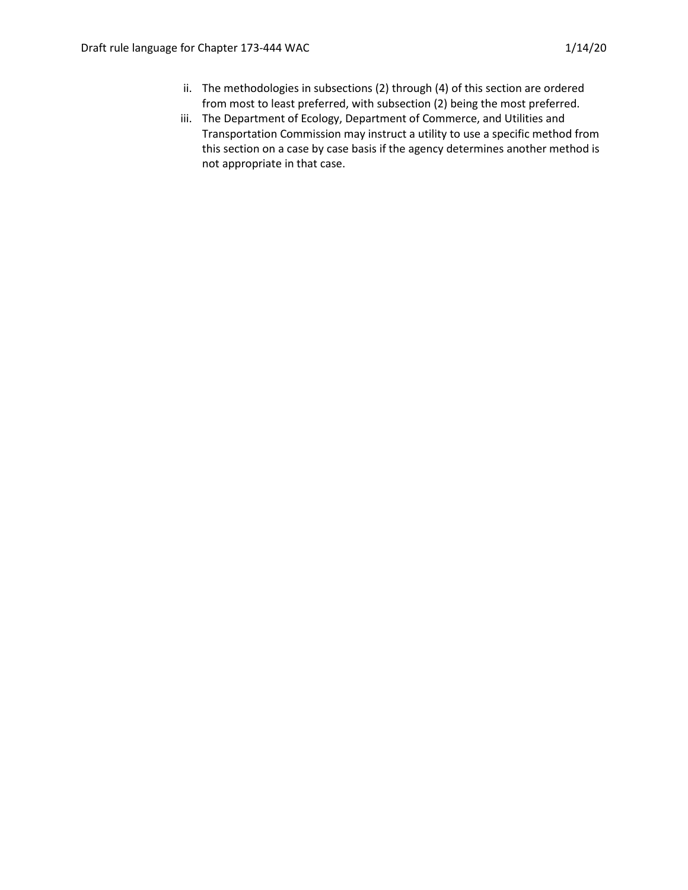ii. The methodologies in subsections (2) through (4) of this section are ordered from most to least preferred, with subsection (2) being the most preferred.

iii. The Department of Ecology, Department of Commerce, and Utilities and Transportation Commission may instruct a utility to use a specific method from this section on a case by case basis if the agency determines another method is not appropriate in that case.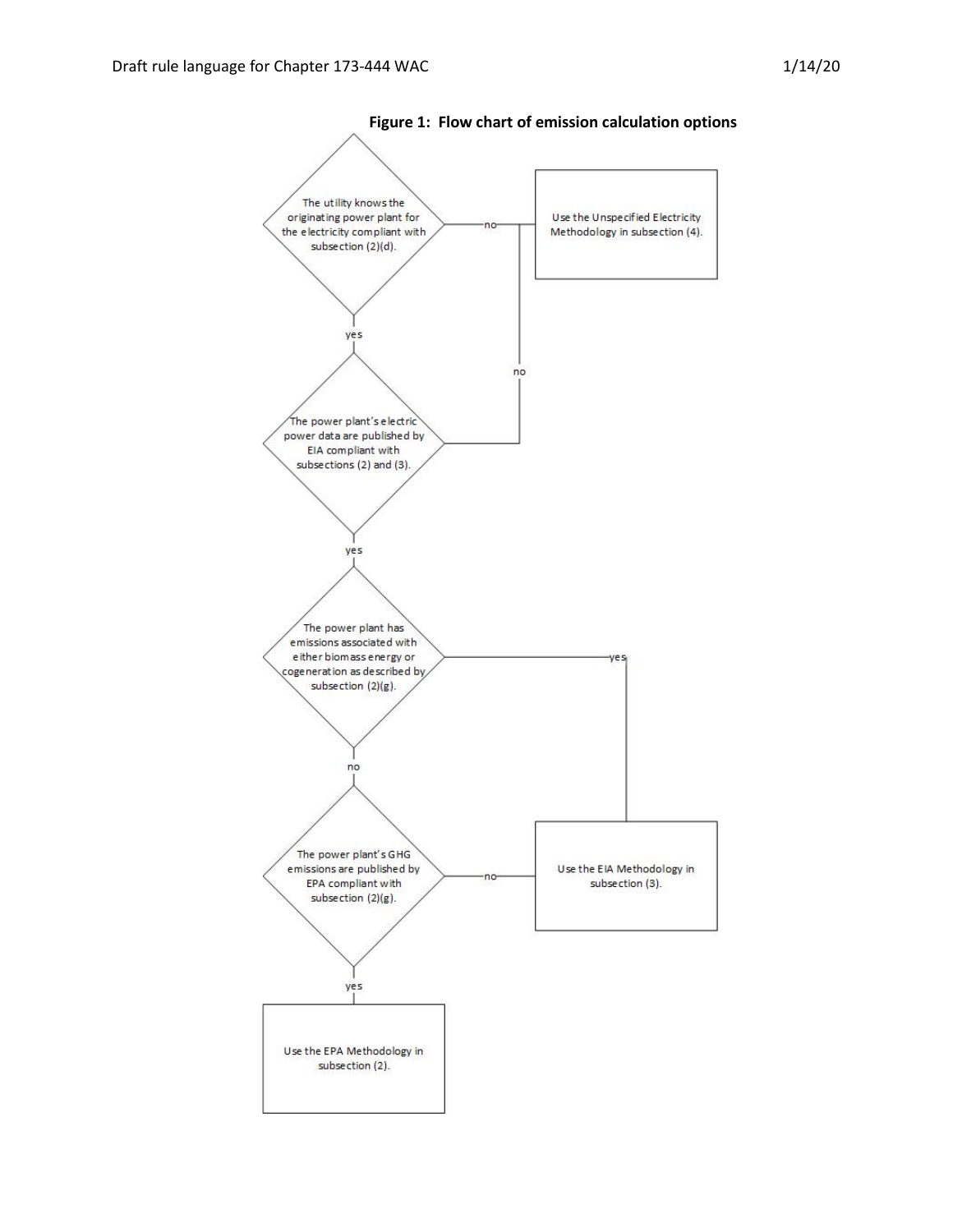**Figure 1: Flow chart of emission calculation options**

The utility knows the originating power plant for the electricity compliant with subsection (2)(d).

- no → Use the Unspecified Electricity Methodology in subsection (4).
- yes ↓

The power plant's electric power data are published by EIA compliant with subsections (2) and (3).

- no → Use the Unspecified Electricity Methodology in subsection (4).
- yes ↓

The power plant has emissions associated with either biomass energy or cogeneration as described by subsection (2)(g).

- yes → Use the EIA Methodology in subsection (3).
- no ↓

The power plant's GHG emissions are published by EPA compliant with subsection (2)(g).

- no → Use the EIA Methodology in subsection (3).
- yes ↓

Use the EPA Methodology in subsection (2).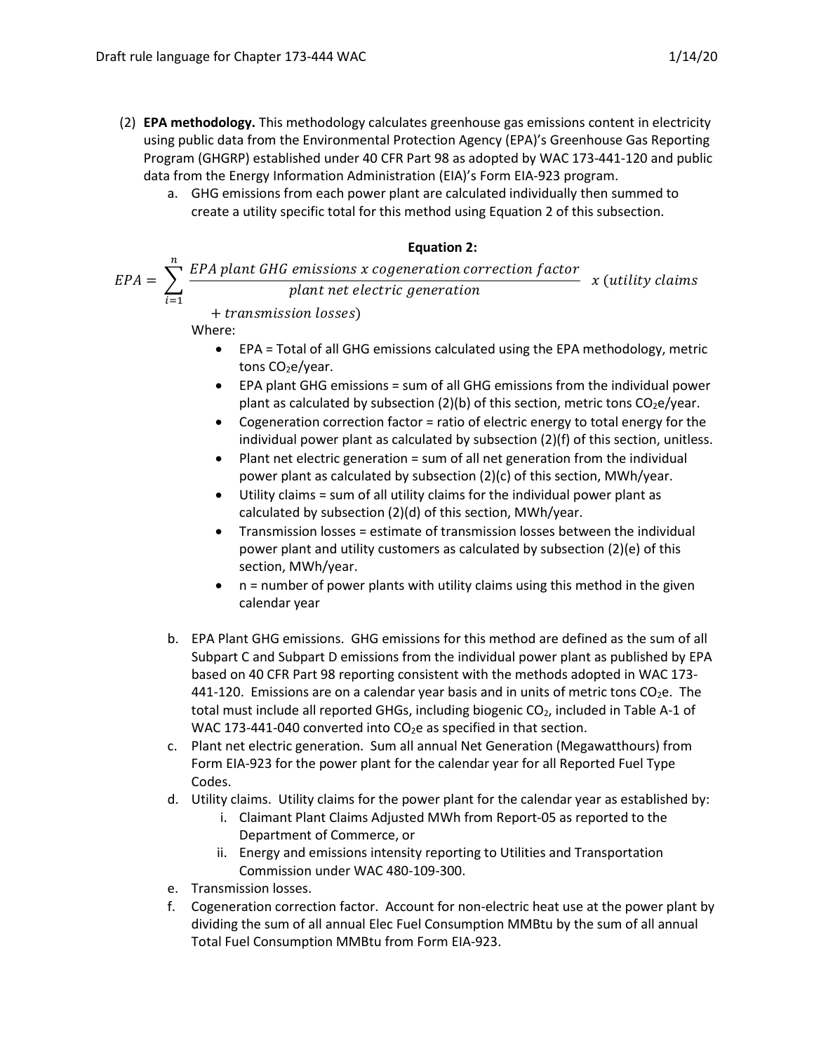(2) **EPA methodology.** This methodology calculates greenhouse gas emissions content in electricity using public data from the Environmental Protection Agency (EPA)'s Greenhouse Gas Reporting Program (GHGRP) established under 40 CFR Part 98 as adopted by WAC 173-441-120 and public data from the Energy Information Administration (EIA)'s Form EIA-923 program.

a. GHG emissions from each power plant are calculated individually then summed to create a utility specific total for this method using Equation 2 of this subsection.

**Equation 2:**

$$EPA = \sum_{i=1}^{n} \frac{EPA\ plant\ GHG\ emissions\ x\ cogeneration\ correction\ factor}{plant\ net\ electric\ generation}\ x\ (utility\ claims + transmission\ losses)$$

Where:

- EPA = Total of all GHG emissions calculated using the EPA methodology, metric tons $CO_2e$/year.
- EPA plant GHG emissions = sum of all GHG emissions from the individual power plant as calculated by subsection (2)(b) of this section, metric tons $CO_2e$/year.
- Cogeneration correction factor = ratio of electric energy to total energy for the individual power plant as calculated by subsection (2)(f) of this section, unitless.
- Plant net electric generation = sum of all net generation from the individual power plant as calculated by subsection (2)(c) of this section, MWh/year.
- Utility claims = sum of all utility claims for the individual power plant as calculated by subsection (2)(d) of this section, MWh/year.
- Transmission losses = estimate of transmission losses between the individual power plant and utility customers as calculated by subsection (2)(e) of this section, MWh/year.
- n = number of power plants with utility claims using this method in the given calendar year

b. EPA Plant GHG emissions. GHG emissions for this method are defined as the sum of all Subpart C and Subpart D emissions from the individual power plant as published by EPA based on 40 CFR Part 98 reporting consistent with the methods adopted in WAC 173-441-120. Emissions are on a calendar year basis and in units of metric tons $CO_2e$. The total must include all reported GHGs, including biogenic $CO_2$, included in Table A-1 of WAC 173-441-040 converted into $CO_2e$ as specified in that section.

c. Plant net electric generation. Sum all annual Net Generation (Megawatthours) from Form EIA-923 for the power plant for the calendar year for all Reported Fuel Type Codes.

d. Utility claims. Utility claims for the power plant for the calendar year as established by:

   i. Claimant Plant Claims Adjusted MWh from Report-05 as reported to the Department of Commerce, or

   ii. Energy and emissions intensity reporting to Utilities and Transportation Commission under WAC 480-109-300.

e. Transmission losses.

f. Cogeneration correction factor. Account for non-electric heat use at the power plant by dividing the sum of all annual Elec Fuel Consumption MMBtu by the sum of all annual Total Fuel Consumption MMBtu from Form EIA-923.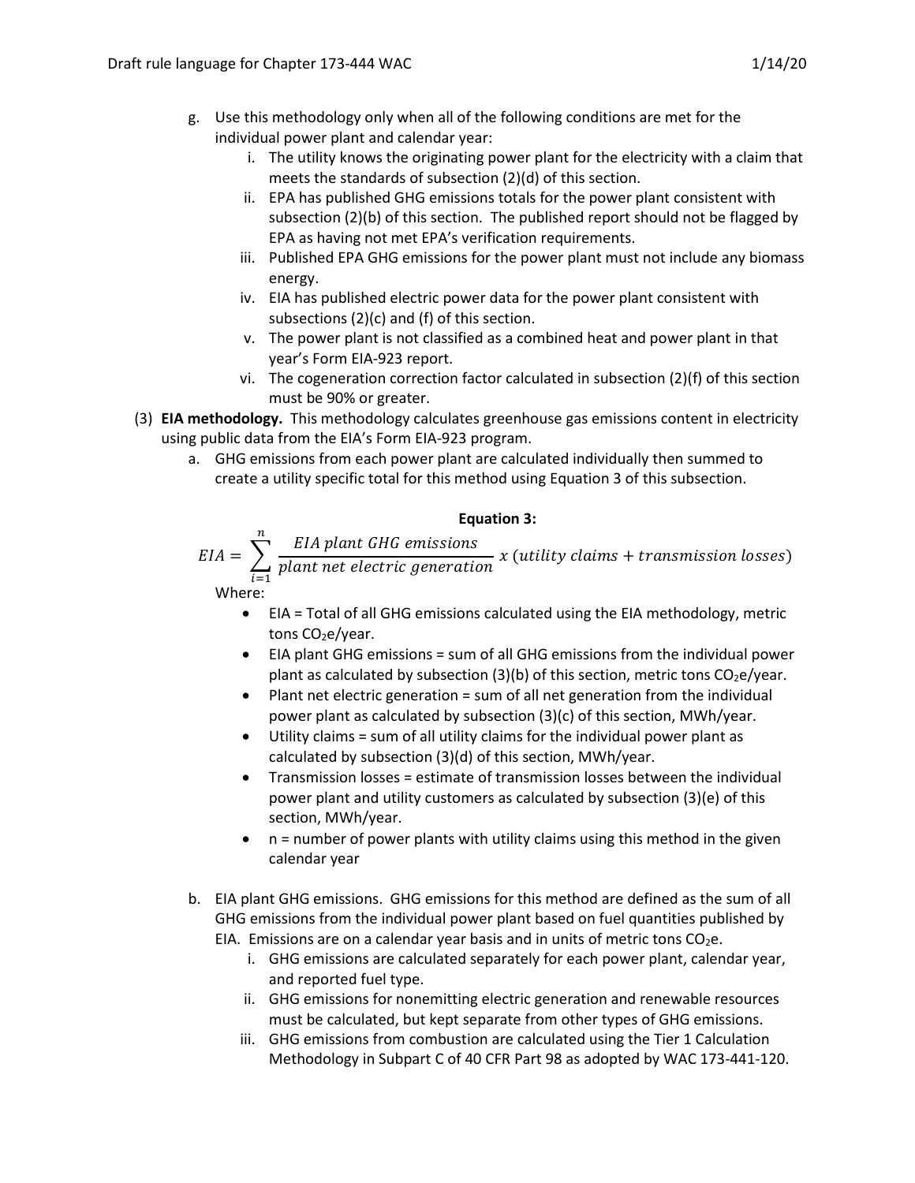g. Use this methodology only when all of the following conditions are met for the individual power plant and calendar year:
   i. The utility knows the originating power plant for the electricity with a claim that meets the standards of subsection (2)(d) of this section.
   ii. EPA has published GHG emissions totals for the power plant consistent with subsection (2)(b) of this section. The published report should not be flagged by EPA as having not met EPA's verification requirements.
   iii. Published EPA GHG emissions for the power plant must not include any biomass energy.
   iv. EIA has published electric power data for the power plant consistent with subsections (2)(c) and (f) of this section.
   v. The power plant is not classified as a combined heat and power plant in that year's Form EIA-923 report.
   vi. The cogeneration correction factor calculated in subsection (2)(f) of this section must be 90% or greater.

(3) **EIA methodology.** This methodology calculates greenhouse gas emissions content in electricity using public data from the EIA's Form EIA-923 program.

a. GHG emissions from each power plant are calculated individually then summed to create a utility specific total for this method using Equation 3 of this subsection.

**Equation 3:**

$$EIA = \sum_{i=1}^{n} \frac{EIA\ plant\ GHG\ emissions}{plant\ net\ electric\ generation}\ x\ (utility\ claims + transmission\ losses)$$

Where:

- EIA = Total of all GHG emissions calculated using the EIA methodology, metric tons $CO_2e$/year.
- EIA plant GHG emissions = sum of all GHG emissions from the individual power plant as calculated by subsection (3)(b) of this section, metric tons $CO_2e$/year.
- Plant net electric generation = sum of all net generation from the individual power plant as calculated by subsection (3)(c) of this section, MWh/year.
- Utility claims = sum of all utility claims for the individual power plant as calculated by subsection (3)(d) of this section, MWh/year.
- Transmission losses = estimate of transmission losses between the individual power plant and utility customers as calculated by subsection (3)(e) of this section, MWh/year.
- n = number of power plants with utility claims using this method in the given calendar year

b. EIA plant GHG emissions. GHG emissions for this method are defined as the sum of all GHG emissions from the individual power plant based on fuel quantities published by EIA. Emissions are on a calendar year basis and in units of metric tons $CO_2e$.
   i. GHG emissions are calculated separately for each power plant, calendar year, and reported fuel type.
   ii. GHG emissions for nonemitting electric generation and renewable resources must be calculated, but kept separate from other types of GHG emissions.
   iii. GHG emissions from combustion are calculated using the Tier 1 Calculation Methodology in Subpart C of 40 CFR Part 98 as adopted by WAC 173-441-120.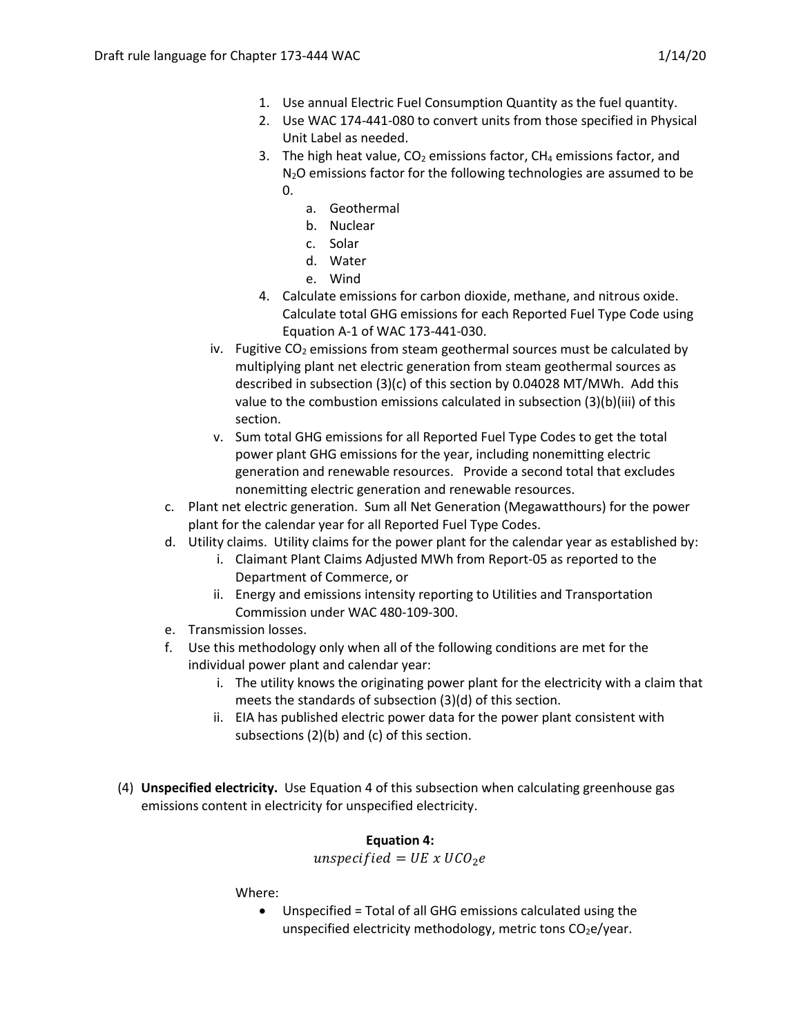1. Use annual Electric Fuel Consumption Quantity as the fuel quantity.
2. Use WAC 174-441-080 to convert units from those specified in Physical Unit Label as needed.
3. The high heat value, $CO_2$ emissions factor, $CH_4$ emissions factor, and $N_2O$ emissions factor for the following technologies are assumed to be 0.
   a. Geothermal
   b. Nuclear
   c. Solar
   d. Water
   e. Wind
4. Calculate emissions for carbon dioxide, methane, and nitrous oxide. Calculate total GHG emissions for each Reported Fuel Type Code using Equation A-1 of WAC 173-441-030.

iv. Fugitive $CO_2$ emissions from steam geothermal sources must be calculated by multiplying plant net electric generation from steam geothermal sources as described in subsection (3)(c) of this section by 0.04028 MT/MWh. Add this value to the combustion emissions calculated in subsection (3)(b)(iii) of this section.

v. Sum total GHG emissions for all Reported Fuel Type Codes to get the total power plant GHG emissions for the year, including nonemitting electric generation and renewable resources. Provide a second total that excludes nonemitting electric generation and renewable resources.

c. Plant net electric generation. Sum all Net Generation (Megawatthours) for the power plant for the calendar year for all Reported Fuel Type Codes.

d. Utility claims. Utility claims for the power plant for the calendar year as established by:
   i. Claimant Plant Claims Adjusted MWh from Report-05 as reported to the Department of Commerce, or
   ii. Energy and emissions intensity reporting to Utilities and Transportation Commission under WAC 480-109-300.

e. Transmission losses.

f. Use this methodology only when all of the following conditions are met for the individual power plant and calendar year:
   i. The utility knows the originating power plant for the electricity with a claim that meets the standards of subsection (3)(d) of this section.
   ii. EIA has published electric power data for the power plant consistent with subsections (2)(b) and (c) of this section.

(4) **Unspecified electricity.** Use Equation 4 of this subsection when calculating greenhouse gas emissions content in electricity for unspecified electricity.

**Equation 4:**

$$unspecified = UE \ x \ UCO_2e$$

Where:

- Unspecified = Total of all GHG emissions calculated using the unspecified electricity methodology, metric tons $CO_2e$/year.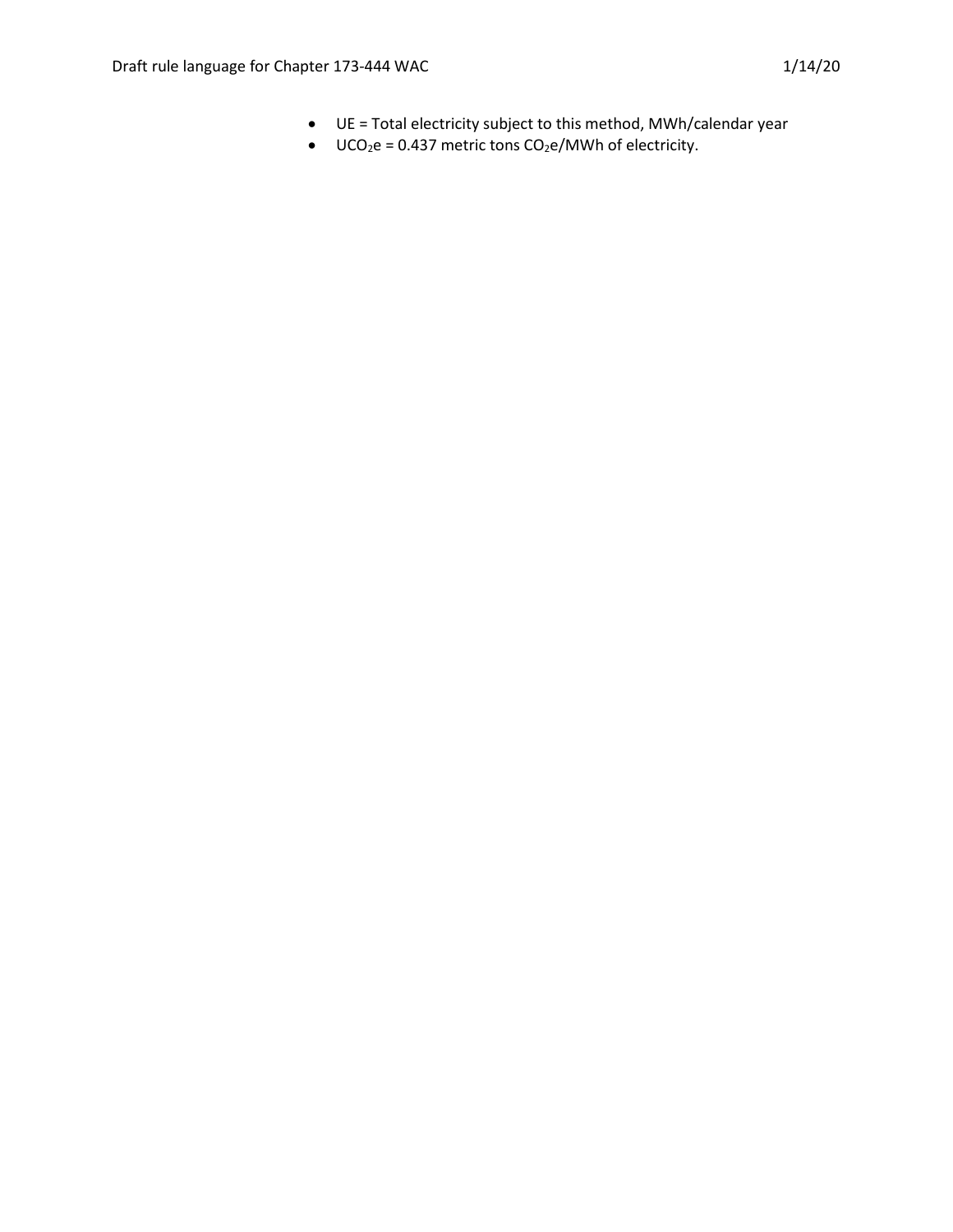- UE = Total electricity subject to this method, MWh/calendar year
- $UCO_2e$ = 0.437 metric tons $CO_2e$/MWh of electricity.